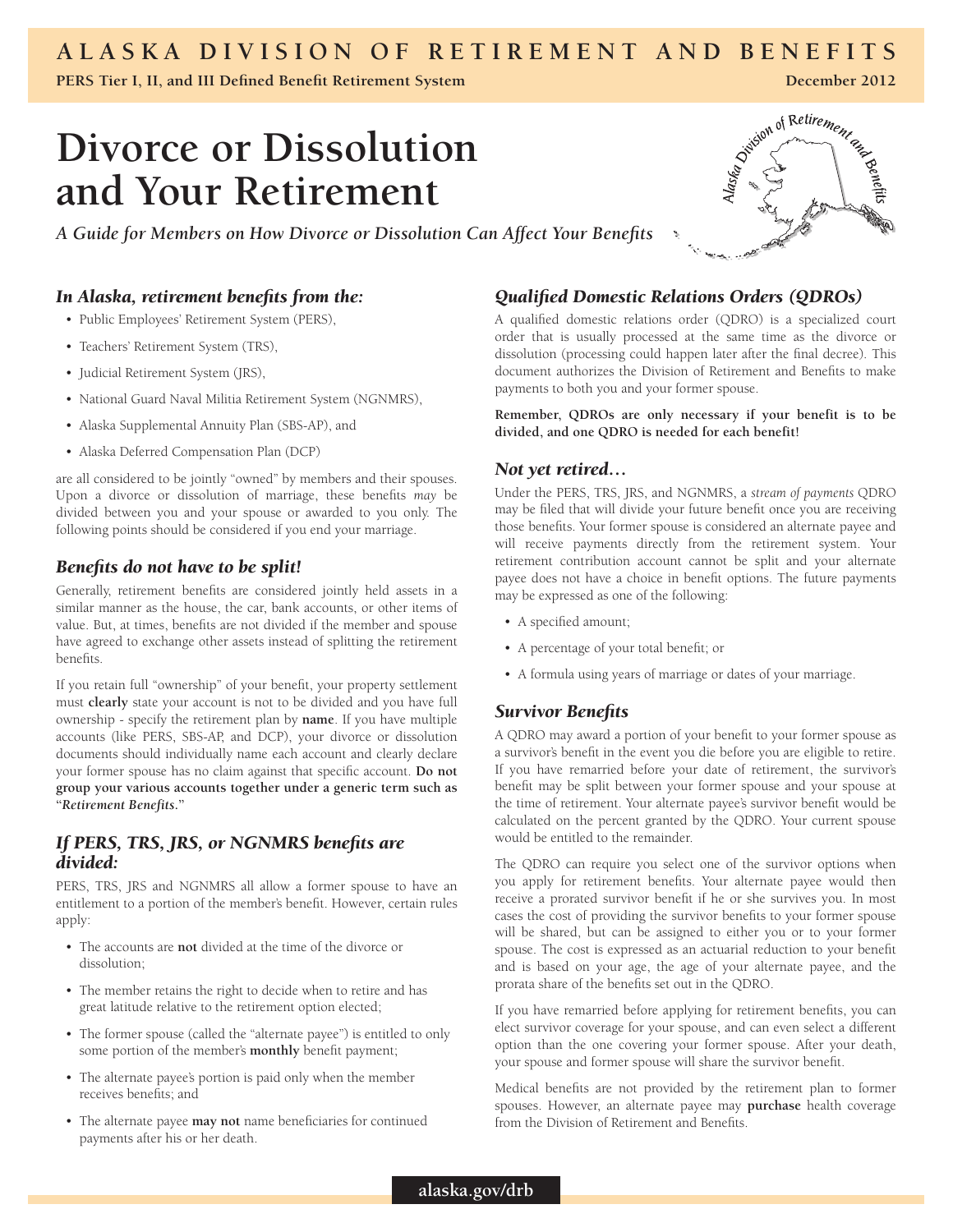# Divorce or Dissolution and Your Retirement

*A Guide for Members on How Divorce or Dissolution Can Affect Your Benefits*

### *In Alaska, retirement benefits from the:*

- Public Employees' Retirement System (PERS),
- Teachers' Retirement System (TRS),
- Judicial Retirement System (JRS),
- National Guard Naval Militia Retirement System (NGNMRS),
- Alaska Supplemental Annuity Plan (SBS-AP), and
- Alaska Deferred Compensation Plan (DCP)

are all considered to be jointly "owned" by members and their spouses. Upon a divorce or dissolution of marriage, these benefits *may* be divided between you and your spouse or awarded to you only. The following points should be considered if you end your marriage.

### *Benefits do not have to be split!*

Generally, retirement benefits are considered jointly held assets in a similar manner as the house, the car, bank accounts, or other items of value. But, at times, benefits are not divided if the member and spouse have agreed to exchange other assets instead of splitting the retirement benefits.

If you retain full "ownership" of your benefit, your property settlement must **clearly** state your account is not to be divided and you have full ownership - specify the retirement plan by **name**. If you have multiple accounts (like PERS, SBS-AP, and DCP), your divorce or dissolution documents should individually name each account and clearly declare your former spouse has no claim against that specific account. **Do not group your various accounts together under a generic term such as "*Retirement Benefits*."**

### *If PERS, TRS, JRS, or NGNMRS benefits are divided:*

PERS, TRS, JRS and NGNMRS all allow a former spouse to have an entitlement to a portion of the member's benefit. However, certain rules apply:

- The accounts are **not** divided at the time of the divorce or dissolution;
- The member retains the right to decide when to retire and has great latitude relative to the retirement option elected;
- The former spouse (called the "alternate payee") is entitled to only some portion of the member's **monthly** benefit payment;
- The alternate payee's portion is paid only when the member receives benefits; and
- The alternate payee **may not** name beneficiaries for continued payments after his or her death.

### *Qualified Domestic Relations Orders (QDROs)*

A qualified domestic relations order (QDRO) is a specialized court order that is usually processed at the same time as the divorce or dissolution (processing could happen later after the final decree). This document authorizes the Division of Retirement and Benefits to make payments to both you and your former spouse.

**Remember, QDROs are only necessary if your benefit is to be divided, and one QDRO is needed for each benefit!**

### *Not yet retired…*

Under the PERS, TRS, JRS, and NGNMRS, a *stream of payments* QDRO may be filed that will divide your future benefit once you are receiving those benefits. Your former spouse is considered an alternate payee and will receive payments directly from the retirement system. Your retirement contribution account cannot be split and your alternate payee does not have a choice in benefit options. The future payments may be expressed as one of the following:

- A specified amount;
- A percentage of your total benefit; or
- A formula using years of marriage or dates of your marriage.

### *Survivor Benefits*

A QDRO may award a portion of your benefit to your former spouse as a survivor's benefit in the event you die before you are eligible to retire. If you have remarried before your date of retirement, the survivor's benefit may be split between your former spouse and your spouse at the time of retirement. Your alternate payee's survivor benefit would be calculated on the percent granted by the QDRO. Your current spouse would be entitled to the remainder.

The QDRO can require you select one of the survivor options when you apply for retirement benefits. Your alternate payee would then receive a prorated survivor benefit if he or she survives you. In most cases the cost of providing the survivor benefits to your former spouse will be shared, but can be assigned to either you or to your former spouse. The cost is expressed as an actuarial reduction to your benefit and is based on your age, the age of your alternate payee, and the prorata share of the benefits set out in the QDRO.

If you have remarried before applying for retirement benefits, you can elect survivor coverage for your spouse, and can even select a different option than the one covering your former spouse. After your death, your spouse and former spouse will share the survivor benefit.

Medical benefits are not provided by the retirement plan to former spouses. However, an alternate payee may **purchase** health coverage from the Division of Retirement and Benefits.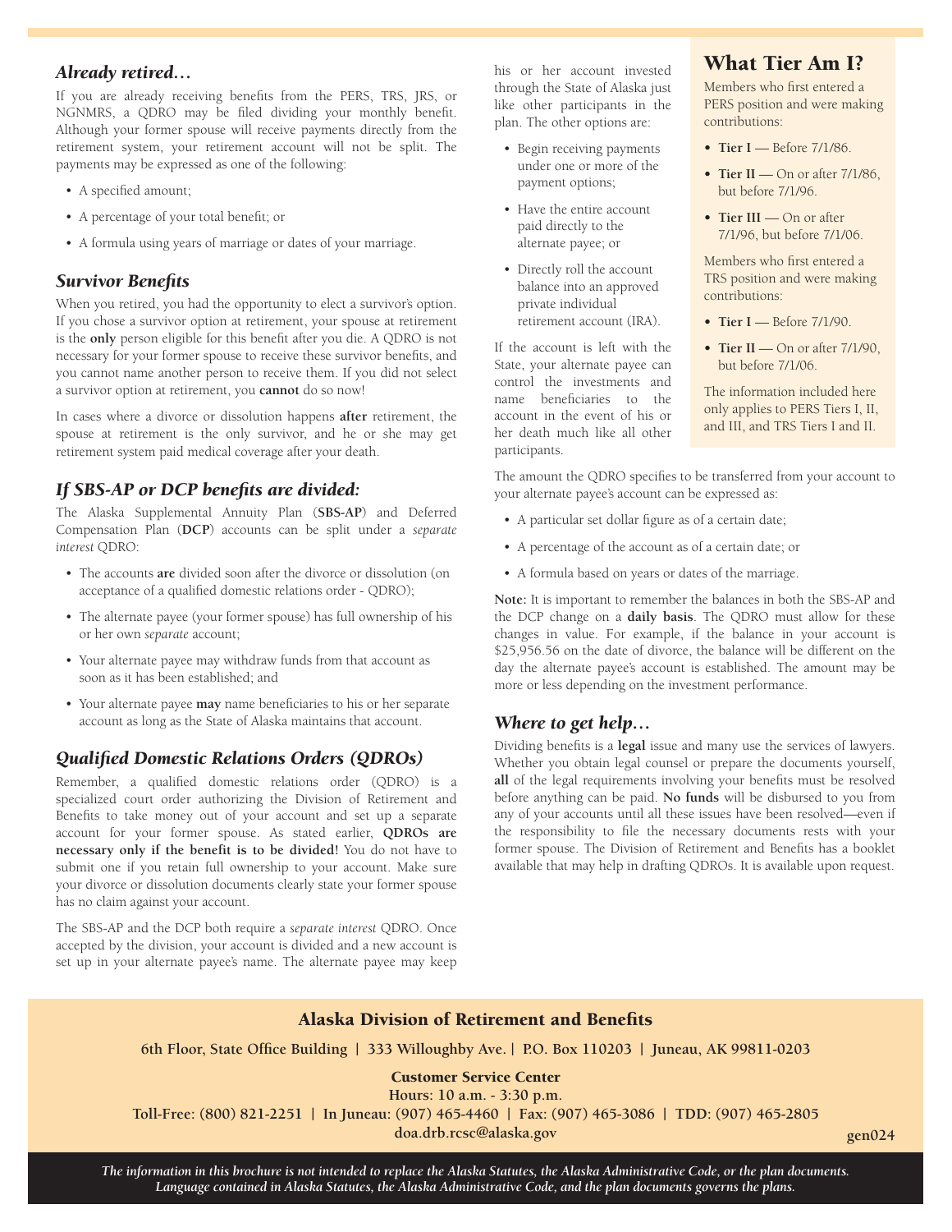## *Already retired…*

If you are already receiving benefits from the PERS, TRS, JRS, or NGNMRS, a QDRO may be filed dividing your monthly benefit. Although your former spouse will receive payments directly from the retirement system, your retirement account will not be split. The payments may be expressed as one of the following:

- A specified amount;
- A percentage of your total benefit; or
- A formula using years of marriage or dates of your marriage.

## *Survivor Benefits*

When you retired, you had the opportunity to elect a survivor's option. If you chose a survivor option at retirement, your spouse at retirement is the **only** person eligible for this benefit after you die. A QDRO is not necessary for your former spouse to receive these survivor benefits, and you cannot name another person to receive them. If you did not select a survivor option at retirement, you **cannot** do so now!

In cases where a divorce or dissolution happens **after** retirement, the spouse at retirement is the only survivor, and he or she may get retirement system paid medical coverage after your death.

## *If SBS-AP or DCP benefits are divided:*

The Alaska Supplemental Annuity Plan (**SBS-AP**) and Deferred Compensation Plan (**DCP**) accounts can be split under a *separate interest* QDRO:

- The accounts **are** divided soon after the divorce or dissolution (on acceptance of a qualified domestic relations order - QDRO);
- The alternate payee (your former spouse) has full ownership of his or her own *separate* account;
- Your alternate payee may withdraw funds from that account as soon as it has been established; and
- Your alternate payee **may** name beneficiaries to his or her separate account as long as the State of Alaska maintains that account.

## *Qualified Domestic Relations Orders (QDROs)*

Remember, a qualified domestic relations order (QDRO) is a specialized court order authorizing the Division of Retirement and Benefits to take money out of your account and set up a separate account for your former spouse. As stated earlier, **QDROs are necessary only if the benefit is to be divided!** You do not have to submit one if you retain full ownership to your account. Make sure your divorce or dissolution documents clearly state your former spouse has no claim against your account.

The SBS-AP and the DCP both require a *separate interest* QDRO. Once accepted by the division, your account is divided and a new account is set up in your alternate payee's name. The alternate payee may keep his or her account invested through the State of Alaska just like other participants in the plan. The other options are:

- Begin receiving payments under one or more of the payment options;
- Have the entire account paid directly to the alternate payee; or
- Directly roll the account balance into an approved private individual retirement account (IRA).

If the account is left with the State, your alternate payee can control the investments and name beneficiaries to the account in the event of his or her death much like all other participants.

The amount the QDRO specifies to be transferred from your account to your alternate payee's account can be expressed as:

- A particular set dollar figure as of a certain date;
- A percentage of the account as of a certain date; or
- A formula based on years or dates of the marriage.

**Note:** It is important to remember the balances in both the SBS-AP and the DCP change on a **daily basis**. The QDRO must allow for these changes in value. For example, if the balance in your account is $25,956.56 on the date of divorce, the balance will be different on the day the alternate payee's account is established. The amount may be more or less depending on the investment performance.

## *Where to get help…*

Dividing benefits is a **legal** issue and many use the services of lawyers. Whether you obtain legal counsel or prepare the documents yourself, **all** of the legal requirements involving your benefits must be resolved before anything can be paid. **No funds** will be disbursed to you from any of your accounts until all these issues have been resolved—even if the responsibility to file the necessary documents rests with your former spouse. The Division of Retirement and Benefits has a booklet available that may help in drafting QDROs. It is available upon request.

## What Tier Am I?

Members who first entered a PERS position and were making contributions:

- **Tier I** — Before 7/1/86.
- **Tier II** — On or after 7/1/86, but before 7/1/96.
- **Tier III** — On or after 7/1/96, but before 7/1/06.

Members who first entered a TRS position and were making contributions:

- **Tier I** — Before 7/1/90.
- **Tier II** — On or after 7/1/90, but before 7/1/06.

The information included here only applies to PERS Tiers I, II, and III, and TRS Tiers I and II.

**Alaska Division of Retirement and Benefits**

**6th Floor, State Office Building | 333 Willoughby Ave. | P.O. Box 110203 | Juneau, AK 99811-0203**

**Customer Service Center**
**Hours: 10 a.m. - 3:30 p.m.**
**Toll-Free: (800) 821-2251 | In Juneau: (907) 465-4460 | Fax: (907) 465-3086 | TDD: (907) 465-2805**
**doa.drb.rcsc@alaska.gov**

**gen024**

***The information in this brochure is not intended to replace the Alaska Statutes, the Alaska Administrative Code, or the plan documents. Language contained in Alaska Statutes, the Alaska Administrative Code, and the plan documents governs the plans.***